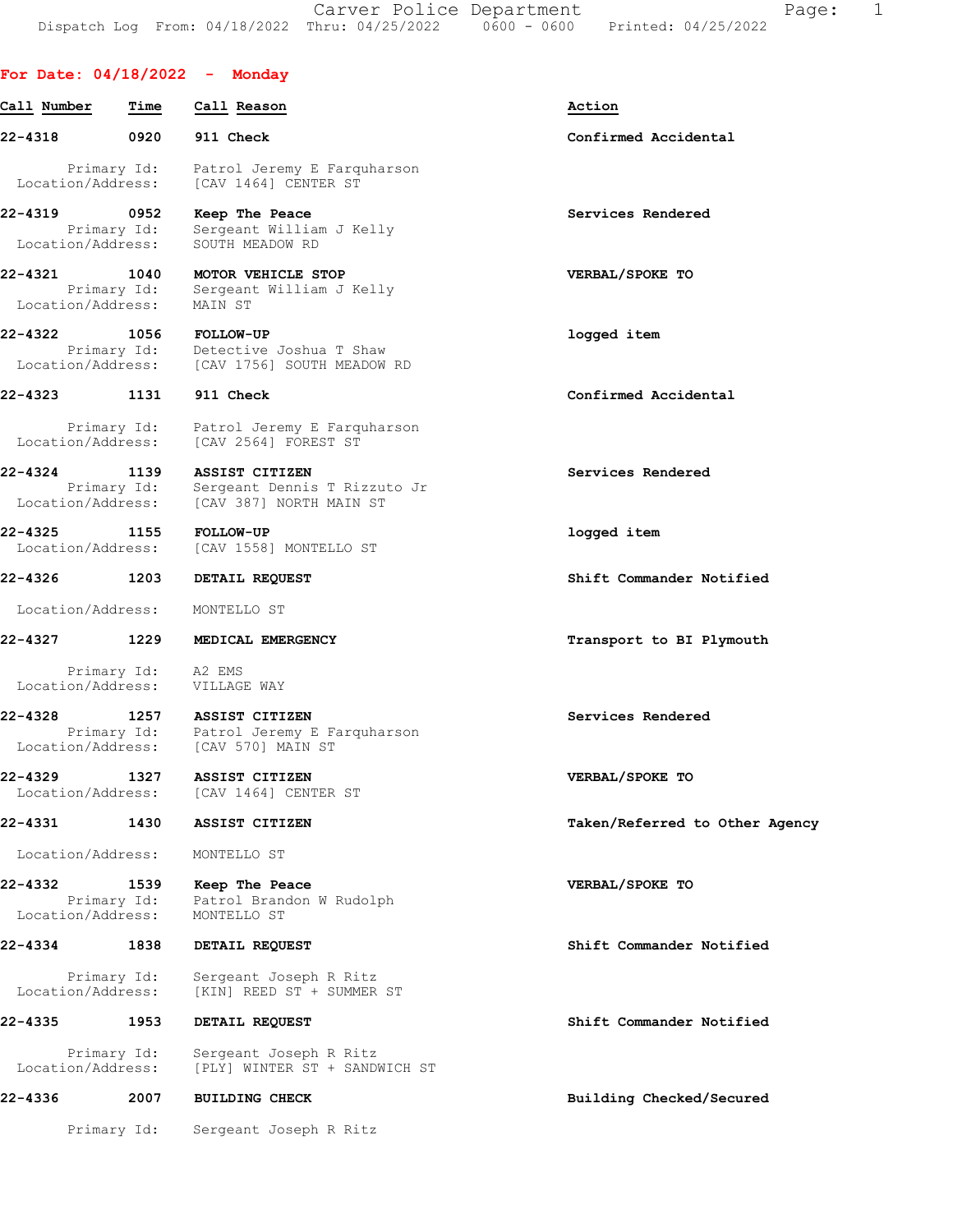Carver Police Department
Dispatch Log From: 04/18/2022 Thru: 04/25/2022 0600 - 0600 Printed: 04/25/2022

## For Date: 04/18/2022 - Monday

| Call Number | Time | Call Reason | Action |
|---|---|---|---|
| 22-4318 | 0920 | 911 Check | Confirmed Accidental |
| | | Primary Id: Patrol Jeremy E Farquharson | |
| | | Location/Address: [CAV 1464] CENTER ST | |
| 22-4319 | 0952 | Keep The Peace | Services Rendered |
| | | Primary Id: Sergeant William J Kelly | |
| | | Location/Address: SOUTH MEADOW RD | |
| 22-4321 | 1040 | MOTOR VEHICLE STOP | VERBAL/SPOKE TO |
| | | Primary Id: Sergeant William J Kelly | |
| | | Location/Address: MAIN ST | |
| 22-4322 | 1056 | FOLLOW-UP | logged item |
| | | Primary Id: Detective Joshua T Shaw | |
| | | Location/Address: [CAV 1756] SOUTH MEADOW RD | |
| 22-4323 | 1131 | 911 Check | Confirmed Accidental |
| | | Primary Id: Patrol Jeremy E Farquharson | |
| | | Location/Address: [CAV 2564] FOREST ST | |
| 22-4324 | 1139 | ASSIST CITIZEN | Services Rendered |
| | | Primary Id: Sergeant Dennis T Rizzuto Jr | |
| | | Location/Address: [CAV 387] NORTH MAIN ST | |
| 22-4325 | 1155 | FOLLOW-UP | logged item |
| | | Location/Address: [CAV 1558] MONTELLO ST | |
| 22-4326 | 1203 | DETAIL REQUEST | Shift Commander Notified |
| | | Location/Address: MONTELLO ST | |
| 22-4327 | 1229 | MEDICAL EMERGENCY | Transport to BI Plymouth |
| | | Primary Id: A2 EMS | |
| | | Location/Address: VILLAGE WAY | |
| 22-4328 | 1257 | ASSIST CITIZEN | Services Rendered |
| | | Primary Id: Patrol Jeremy E Farquharson | |
| | | Location/Address: [CAV 570] MAIN ST | |
| 22-4329 | 1327 | ASSIST CITIZEN | VERBAL/SPOKE TO |
| | | Location/Address: [CAV 1464] CENTER ST | |
| 22-4331 | 1430 | ASSIST CITIZEN | Taken/Referred to Other Agency |
| | | Location/Address: MONTELLO ST | |
| 22-4332 | 1539 | Keep The Peace | VERBAL/SPOKE TO |
| | | Primary Id: Patrol Brandon W Rudolph | |
| | | Location/Address: MONTELLO ST | |
| 22-4334 | 1838 | DETAIL REQUEST | Shift Commander Notified |
| | | Primary Id: Sergeant Joseph R Ritz | |
| | | Location/Address: [KIN] REED ST + SUMMER ST | |
| 22-4335 | 1953 | DETAIL REQUEST | Shift Commander Notified |
| | | Primary Id: Sergeant Joseph R Ritz | |
| | | Location/Address: [PLY] WINTER ST + SANDWICH ST | |
| 22-4336 | 2007 | BUILDING CHECK | Building Checked/Secured |
| | | Primary Id: Sergeant Joseph R Ritz | |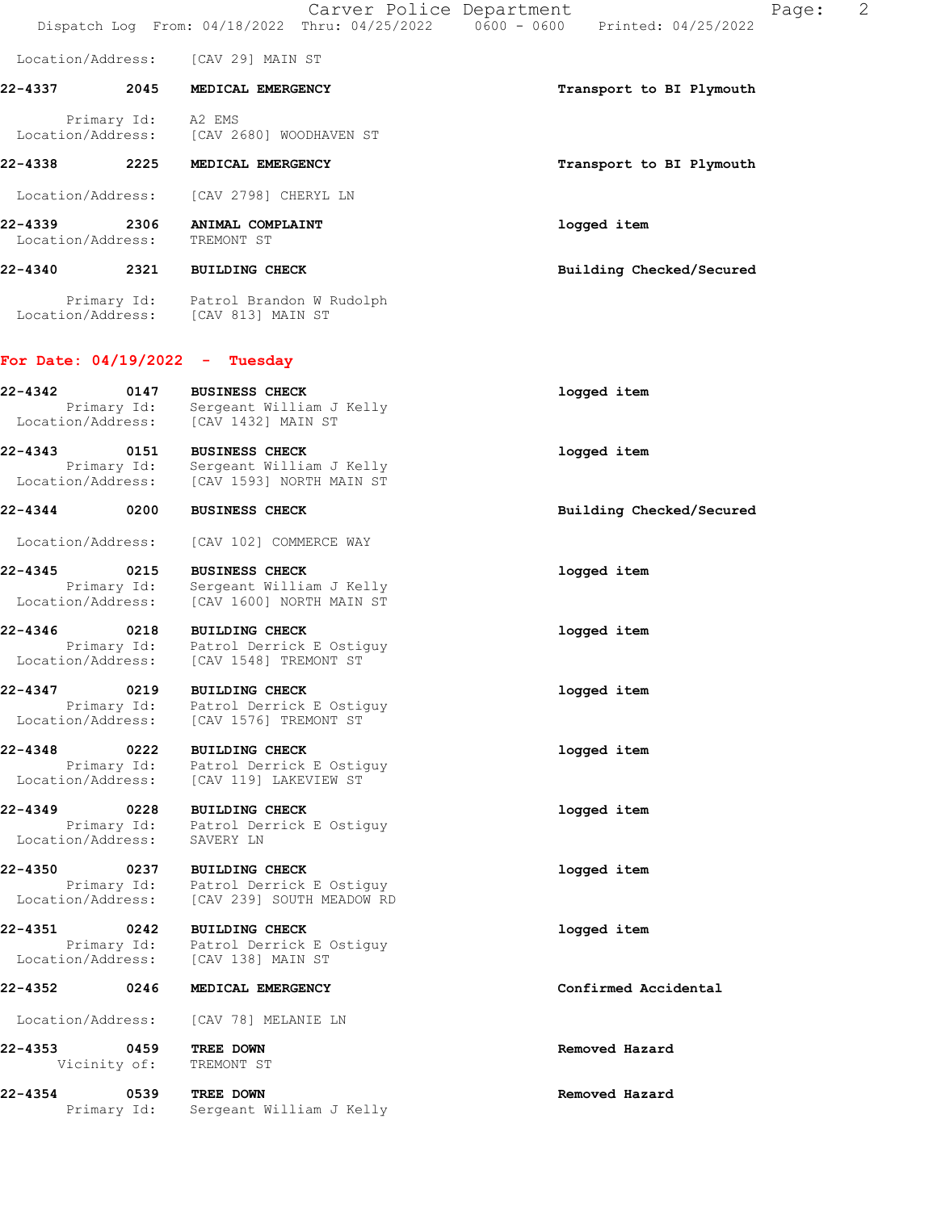Location/Address: [CAV 29] MAIN ST

**22-4337 2045 MEDICAL EMERGENCY** — **Transport to BI Plymouth**
Primary Id: A2 EMS
Location/Address: [CAV 2680] WOODHAVEN ST

**22-4338 2225 MEDICAL EMERGENCY** — **Transport to BI Plymouth**
Location/Address: [CAV 2798] CHERYL LN

**22-4339 2306 ANIMAL COMPLAINT** — **logged item**
Location/Address: TREMONT ST

**22-4340 2321 BUILDING CHECK** — **Building Checked/Secured**
Primary Id: Patrol Brandon W Rudolph
Location/Address: [CAV 813] MAIN ST

## For Date: 04/19/2022 - Tuesday

**22-4342 0147 BUSINESS CHECK** — **logged item**
Primary Id: Sergeant William J Kelly
Location/Address: [CAV 1432] MAIN ST

**22-4343 0151 BUSINESS CHECK** — **logged item**
Primary Id: Sergeant William J Kelly
Location/Address: [CAV 1593] NORTH MAIN ST

**22-4344 0200 BUSINESS CHECK** — **Building Checked/Secured**
Location/Address: [CAV 102] COMMERCE WAY

**22-4345 0215 BUSINESS CHECK** — **logged item**
Primary Id: Sergeant William J Kelly
Location/Address: [CAV 1600] NORTH MAIN ST

**22-4346 0218 BUILDING CHECK** — **logged item**
Primary Id: Patrol Derrick E Ostiguy
Location/Address: [CAV 1548] TREMONT ST

**22-4347 0219 BUILDING CHECK** — **logged item**
Primary Id: Patrol Derrick E Ostiguy
Location/Address: [CAV 1576] TREMONT ST

**22-4348 0222 BUILDING CHECK** — **logged item**
Primary Id: Patrol Derrick E Ostiguy
Location/Address: [CAV 119] LAKEVIEW ST

**22-4349 0228 BUILDING CHECK** — **logged item**
Primary Id: Patrol Derrick E Ostiguy
Location/Address: SAVERY LN

**22-4350 0237 BUILDING CHECK** — **logged item**
Primary Id: Patrol Derrick E Ostiguy
Location/Address: [CAV 239] SOUTH MEADOW RD

**22-4351 0242 BUILDING CHECK** — **logged item**
Primary Id: Patrol Derrick E Ostiguy
Location/Address: [CAV 138] MAIN ST

**22-4352 0246 MEDICAL EMERGENCY** — **Confirmed Accidental**
Location/Address: [CAV 78] MELANIE LN

**22-4353 0459 TREE DOWN** — **Removed Hazard**
Vicinity of: TREMONT ST

**22-4354 0539 TREE DOWN** — **Removed Hazard**
Primary Id: Sergeant William J Kelly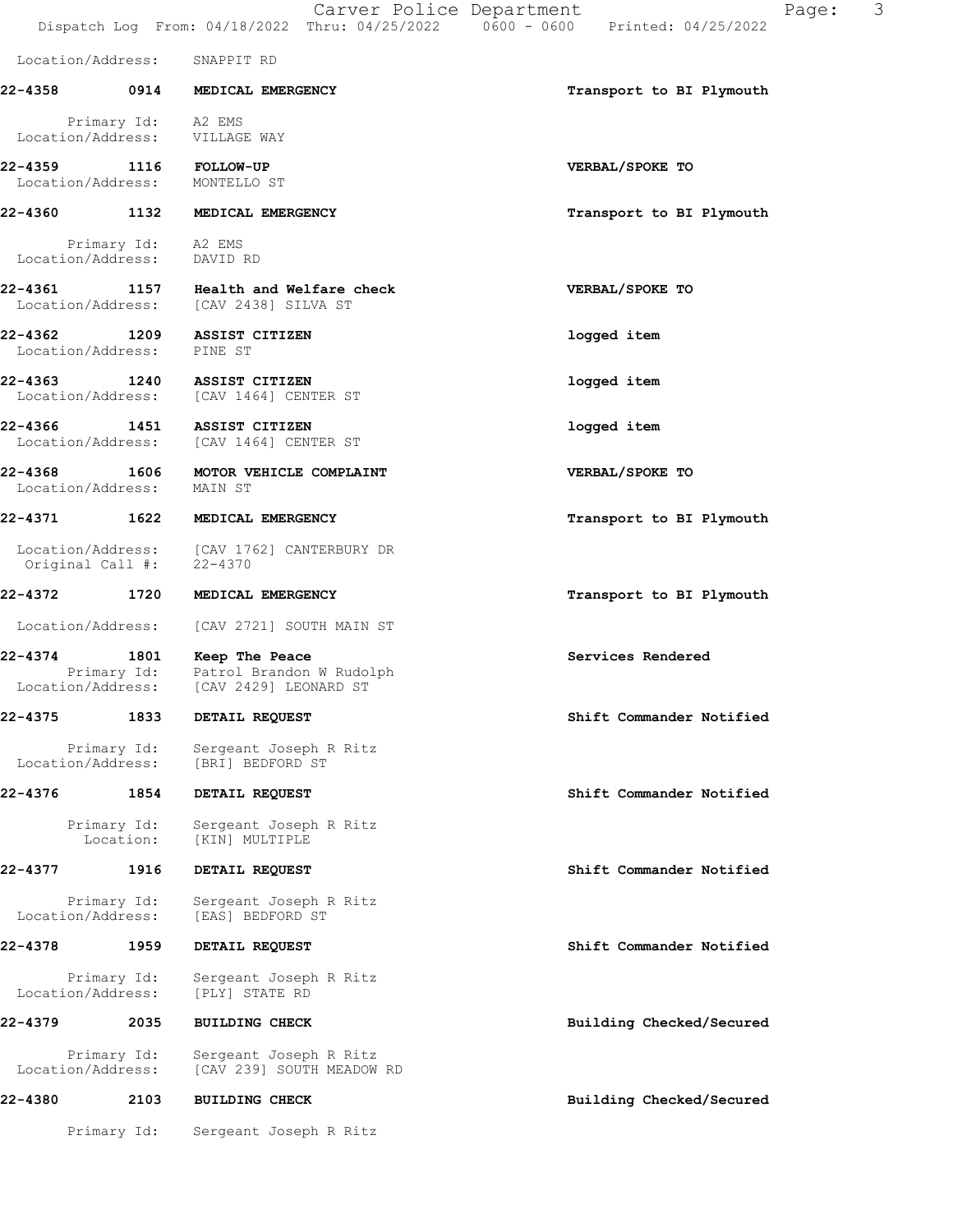Location/Address: SNAPPIT RD

**22-4358 0914 MEDICAL EMERGENCY** — Transport to BI Plymouth

Primary Id: A2 EMS
Location/Address: VILLAGE WAY

**22-4359 1116 FOLLOW-UP** — VERBAL/SPOKE TO
Location/Address: MONTELLO ST

**22-4360 1132 MEDICAL EMERGENCY** — Transport to BI Plymouth

Primary Id: A2 EMS
Location/Address: DAVID RD

**22-4361 1157 Health and Welfare check** — VERBAL/SPOKE TO
Location/Address: [CAV 2438] SILVA ST

**22-4362 1209 ASSIST CITIZEN** — logged item
Location/Address: PINE ST

**22-4363 1240 ASSIST CITIZEN** — logged item
Location/Address: [CAV 1464] CENTER ST

**22-4366 1451 ASSIST CITIZEN** — logged item
Location/Address: [CAV 1464] CENTER ST

**22-4368 1606 MOTOR VEHICLE COMPLAINT** — VERBAL/SPOKE TO
Location/Address: MAIN ST

**22-4371 1622 MEDICAL EMERGENCY** — Transport to BI Plymouth

Location/Address: [CAV 1762] CANTERBURY DR
Original Call #: 22-4370

**22-4372 1720 MEDICAL EMERGENCY** — Transport to BI Plymouth

Location/Address: [CAV 2721] SOUTH MAIN ST

**22-4374 1801 Keep The Peace** — Services Rendered
Primary Id: Patrol Brandon W Rudolph
Location/Address: [CAV 2429] LEONARD ST

**22-4375 1833 DETAIL REQUEST** — Shift Commander Notified

Primary Id: Sergeant Joseph R Ritz
Location/Address: [BRI] BEDFORD ST

**22-4376 1854 DETAIL REQUEST** — Shift Commander Notified

Primary Id: Sergeant Joseph R Ritz
Location: [KIN] MULTIPLE

**22-4377 1916 DETAIL REQUEST** — Shift Commander Notified

Primary Id: Sergeant Joseph R Ritz
Location/Address: [EAS] BEDFORD ST

**22-4378 1959 DETAIL REQUEST** — Shift Commander Notified

Primary Id: Sergeant Joseph R Ritz
Location/Address: [PLY] STATE RD

**22-4379 2035 BUILDING CHECK** — Building Checked/Secured

Primary Id: Sergeant Joseph R Ritz
Location/Address: [CAV 239] SOUTH MEADOW RD

**22-4380 2103 BUILDING CHECK** — Building Checked/Secured

Primary Id: Sergeant Joseph R Ritz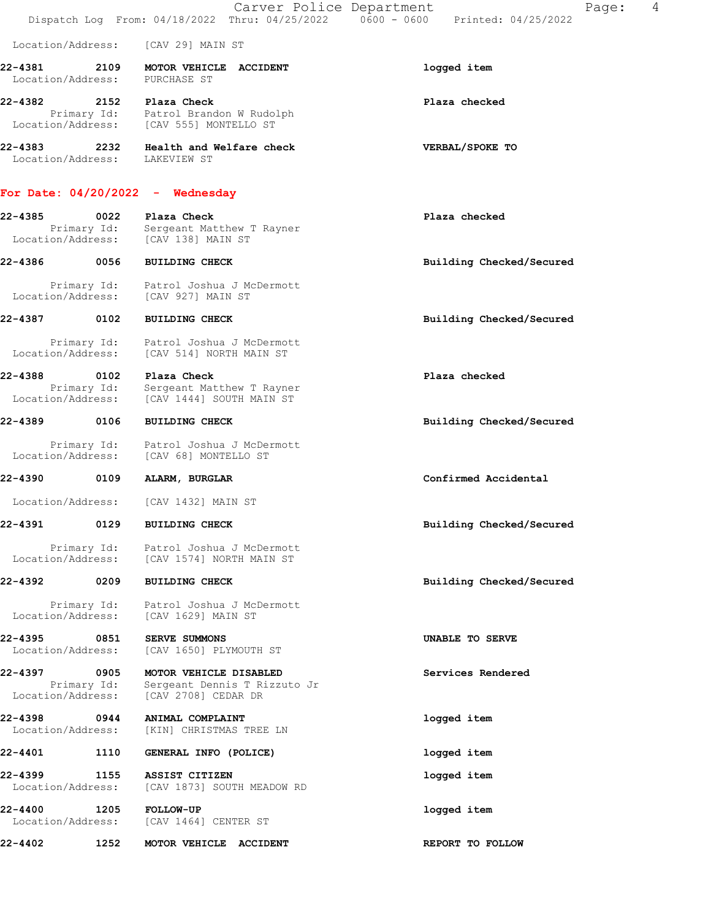Location/Address: [CAV 29] MAIN ST

**22-4381** 2109 **MOTOR VEHICLE ACCIDENT** **logged item**
Location/Address: PURCHASE ST

**22-4382** 2152 **Plaza Check** **Plaza checked**
Primary Id: Patrol Brandon W Rudolph
Location/Address: [CAV 555] MONTELLO ST

**22-4383** 2232 **Health and Welfare check** **VERBAL/SPOKE TO**
Location/Address: LAKEVIEW ST

## For Date: 04/20/2022 - Wednesday

**22-4385** 0022 **Plaza Check** **Plaza checked**
Primary Id: Sergeant Matthew T Rayner
Location/Address: [CAV 138] MAIN ST

**22-4386** 0056 **BUILDING CHECK** **Building Checked/Secured**
Primary Id: Patrol Joshua J McDermott
Location/Address: [CAV 927] MAIN ST

**22-4387** 0102 **BUILDING CHECK** **Building Checked/Secured**
Primary Id: Patrol Joshua J McDermott
Location/Address: [CAV 514] NORTH MAIN ST

**22-4388** 0102 **Plaza Check** **Plaza checked**
Primary Id: Sergeant Matthew T Rayner
Location/Address: [CAV 1444] SOUTH MAIN ST

**22-4389** 0106 **BUILDING CHECK** **Building Checked/Secured**
Primary Id: Patrol Joshua J McDermott
Location/Address: [CAV 68] MONTELLO ST

**22-4390** 0109 **ALARM, BURGLAR** **Confirmed Accidental**
Location/Address: [CAV 1432] MAIN ST

**22-4391** 0129 **BUILDING CHECK** **Building Checked/Secured**
Primary Id: Patrol Joshua J McDermott
Location/Address: [CAV 1574] NORTH MAIN ST

**22-4392** 0209 **BUILDING CHECK** **Building Checked/Secured**
Primary Id: Patrol Joshua J McDermott
Location/Address: [CAV 1629] MAIN ST

**22-4395** 0851 **SERVE SUMMONS** **UNABLE TO SERVE**
Location/Address: [CAV 1650] PLYMOUTH ST

**22-4397** 0905 **MOTOR VEHICLE DISABLED** **Services Rendered**
Primary Id: Sergeant Dennis T Rizzuto Jr
Location/Address: [CAV 2708] CEDAR DR

**22-4398** 0944 **ANIMAL COMPLAINT** **logged item**
Location/Address: [KIN] CHRISTMAS TREE LN

**22-4401** 1110 **GENERAL INFO (POLICE)** **logged item**

**22-4399** 1155 **ASSIST CITIZEN** **logged item**
Location/Address: [CAV 1873] SOUTH MEADOW RD

**22-4400** 1205 **FOLLOW-UP** **logged item**
Location/Address: [CAV 1464] CENTER ST

**22-4402** 1252 **MOTOR VEHICLE ACCIDENT** **REPORT TO FOLLOW**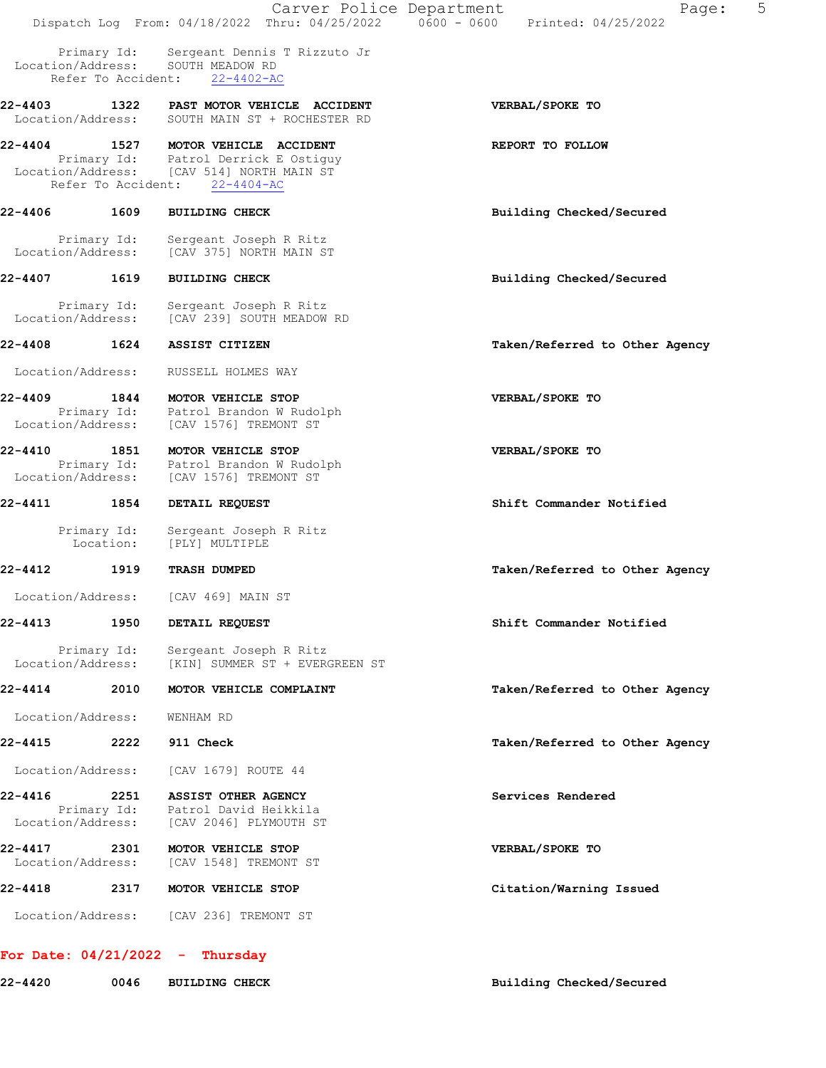Primary Id: Sergeant Dennis T Rizzuto Jr
Location/Address: SOUTH MEADOW RD
Refer To Accident: 22-4402-AC

**22-4403 1322 PAST MOTOR VEHICLE ACCIDENT** — **VERBAL/SPOKE TO**
Location/Address: SOUTH MAIN ST + ROCHESTER RD

**22-4404 1527 MOTOR VEHICLE ACCIDENT** — **REPORT TO FOLLOW**
Primary Id: Patrol Derrick E Ostiguy
Location/Address: [CAV 514] NORTH MAIN ST
Refer To Accident: 22-4404-AC

**22-4406 1609 BUILDING CHECK** — **Building Checked/Secured**
Primary Id: Sergeant Joseph R Ritz
Location/Address: [CAV 375] NORTH MAIN ST

**22-4407 1619 BUILDING CHECK** — **Building Checked/Secured**
Primary Id: Sergeant Joseph R Ritz
Location/Address: [CAV 239] SOUTH MEADOW RD

**22-4408 1624 ASSIST CITIZEN** — **Taken/Referred to Other Agency**
Location/Address: RUSSELL HOLMES WAY

**22-4409 1844 MOTOR VEHICLE STOP** — **VERBAL/SPOKE TO**
Primary Id: Patrol Brandon W Rudolph
Location/Address: [CAV 1576] TREMONT ST

**22-4410 1851 MOTOR VEHICLE STOP** — **VERBAL/SPOKE TO**
Primary Id: Patrol Brandon W Rudolph
Location/Address: [CAV 1576] TREMONT ST

**22-4411 1854 DETAIL REQUEST** — **Shift Commander Notified**
Primary Id: Sergeant Joseph R Ritz
Location: [PLY] MULTIPLE

**22-4412 1919 TRASH DUMPED** — **Taken/Referred to Other Agency**
Location/Address: [CAV 469] MAIN ST

**22-4413 1950 DETAIL REQUEST** — **Shift Commander Notified**
Primary Id: Sergeant Joseph R Ritz
Location/Address: [KIN] SUMMER ST + EVERGREEN ST

**22-4414 2010 MOTOR VEHICLE COMPLAINT** — **Taken/Referred to Other Agency**
Location/Address: WENHAM RD

**22-4415 2222 911 Check** — **Taken/Referred to Other Agency**
Location/Address: [CAV 1679] ROUTE 44

**22-4416 2251 ASSIST OTHER AGENCY** — **Services Rendered**
Primary Id: Patrol David Heikkila
Location/Address: [CAV 2046] PLYMOUTH ST

**22-4417 2301 MOTOR VEHICLE STOP** — **VERBAL/SPOKE TO**
Location/Address: [CAV 1548] TREMONT ST

**22-4418 2317 MOTOR VEHICLE STOP** — **Citation/Warning Issued**
Location/Address: [CAV 236] TREMONT ST

## For Date: 04/21/2022 - Thursday

**22-4420 0046 BUILDING CHECK** — **Building Checked/Secured**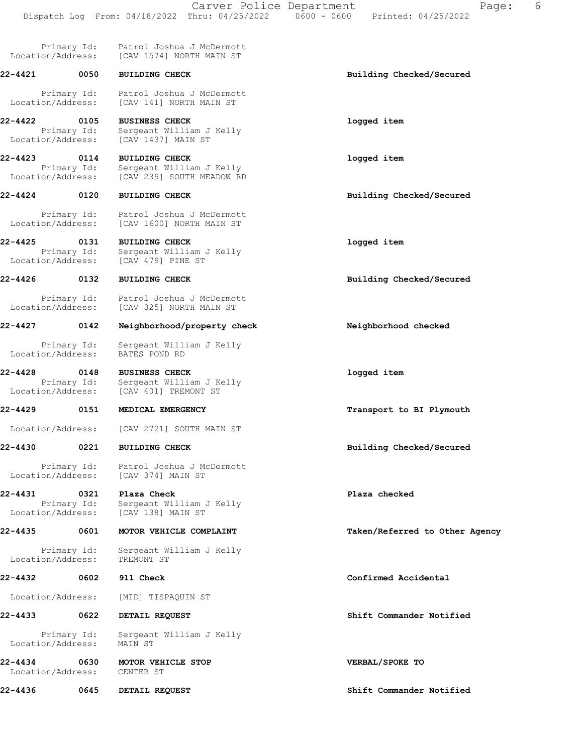Primary Id: Patrol Joshua J McDermott
Location/Address: [CAV 1574] NORTH MAIN ST

**22-4421 0050 BUILDING CHECK** — Building Checked/Secured

Primary Id: Patrol Joshua J McDermott
Location/Address: [CAV 141] NORTH MAIN ST

**22-4422 0105 BUSINESS CHECK** — logged item

Primary Id: Sergeant William J Kelly
Location/Address: [CAV 1437] MAIN ST

**22-4423 0114 BUILDING CHECK** — logged item

Primary Id: Sergeant William J Kelly
Location/Address: [CAV 239] SOUTH MEADOW RD

**22-4424 0120 BUILDING CHECK** — Building Checked/Secured

Primary Id: Patrol Joshua J McDermott
Location/Address: [CAV 1600] NORTH MAIN ST

**22-4425 0131 BUILDING CHECK** — logged item

Primary Id: Sergeant William J Kelly
Location/Address: [CAV 479] PINE ST

**22-4426 0132 BUILDING CHECK** — Building Checked/Secured

Primary Id: Patrol Joshua J McDermott
Location/Address: [CAV 325] NORTH MAIN ST

**22-4427 0142 Neighborhood/property check** — Neighborhood checked

Primary Id: Sergeant William J Kelly
Location/Address: BATES POND RD

**22-4428 0148 BUSINESS CHECK** — logged item

Primary Id: Sergeant William J Kelly
Location/Address: [CAV 401] TREMONT ST

**22-4429 0151 MEDICAL EMERGENCY** — Transport to BI Plymouth

Location/Address: [CAV 2721] SOUTH MAIN ST

**22-4430 0221 BUILDING CHECK** — Building Checked/Secured

Primary Id: Patrol Joshua J McDermott
Location/Address: [CAV 374] MAIN ST

**22-4431 0321 Plaza Check** — Plaza checked

Primary Id: Sergeant William J Kelly
Location/Address: [CAV 138] MAIN ST

**22-4435 0601 MOTOR VEHICLE COMPLAINT** — Taken/Referred to Other Agency

Primary Id: Sergeant William J Kelly
Location/Address: TREMONT ST

**22-4432 0602 911 Check** — Confirmed Accidental

Location/Address: [MID] TISPAQUIN ST

**22-4433 0622 DETAIL REQUEST** — Shift Commander Notified

Primary Id: Sergeant William J Kelly
Location/Address: MAIN ST

**22-4434 0630 MOTOR VEHICLE STOP** — VERBAL/SPOKE TO

Location/Address: CENTER ST

**22-4436 0645 DETAIL REQUEST** — Shift Commander Notified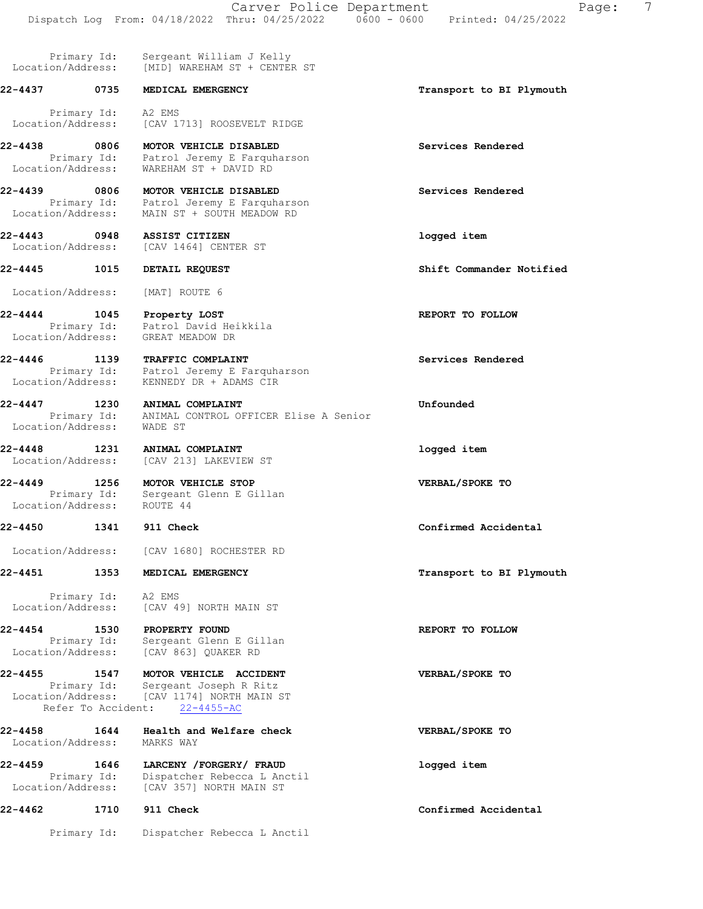Primary Id: Sergeant William J Kelly
Location/Address: [MID] WAREHAM ST + CENTER ST

**22-4437 0735 MEDICAL EMERGENCY** — **Transport to BI Plymouth**
Primary Id: A2 EMS
Location/Address: [CAV 1713] ROOSEVELT RIDGE

**22-4438 0806 MOTOR VEHICLE DISABLED** — **Services Rendered**
Primary Id: Patrol Jeremy E Farquharson
Location/Address: WAREHAM ST + DAVID RD

**22-4439 0806 MOTOR VEHICLE DISABLED** — **Services Rendered**
Primary Id: Patrol Jeremy E Farquharson
Location/Address: MAIN ST + SOUTH MEADOW RD

**22-4443 0948 ASSIST CITIZEN** — **logged item**
Location/Address: [CAV 1464] CENTER ST

**22-4445 1015 DETAIL REQUEST** — **Shift Commander Notified**
Location/Address: [MAT] ROUTE 6

**22-4444 1045 Property LOST** — **REPORT TO FOLLOW**
Primary Id: Patrol David Heikkila
Location/Address: GREAT MEADOW DR

**22-4446 1139 TRAFFIC COMPLAINT** — **Services Rendered**
Primary Id: Patrol Jeremy E Farquharson
Location/Address: KENNEDY DR + ADAMS CIR

**22-4447 1230 ANIMAL COMPLAINT** — **Unfounded**
Primary Id: ANIMAL CONTROL OFFICER Elise A Senior
Location/Address: WADE ST

**22-4448 1231 ANIMAL COMPLAINT** — **logged item**
Location/Address: [CAV 213] LAKEVIEW ST

**22-4449 1256 MOTOR VEHICLE STOP** — **VERBAL/SPOKE TO**
Primary Id: Sergeant Glenn E Gillan
Location/Address: ROUTE 44

**22-4450 1341 911 Check** — **Confirmed Accidental**
Location/Address: [CAV 1680] ROCHESTER RD

**22-4451 1353 MEDICAL EMERGENCY** — **Transport to BI Plymouth**
Primary Id: A2 EMS
Location/Address: [CAV 49] NORTH MAIN ST

**22-4454 1530 PROPERTY FOUND** — **REPORT TO FOLLOW**
Primary Id: Sergeant Glenn E Gillan
Location/Address: [CAV 863] QUAKER RD

**22-4455 1547 MOTOR VEHICLE ACCIDENT** — **VERBAL/SPOKE TO**
Primary Id: Sergeant Joseph R Ritz
Location/Address: [CAV 1174] NORTH MAIN ST
Refer To Accident: 22-4455-AC

**22-4458 1644 Health and Welfare check** — **VERBAL/SPOKE TO**
Location/Address: MARKS WAY

**22-4459 1646 LARCENY /FORGERY/ FRAUD** — **logged item**
Primary Id: Dispatcher Rebecca L Anctil
Location/Address: [CAV 357] NORTH MAIN ST

**22-4462 1710 911 Check** — **Confirmed Accidental**
Primary Id: Dispatcher Rebecca L Anctil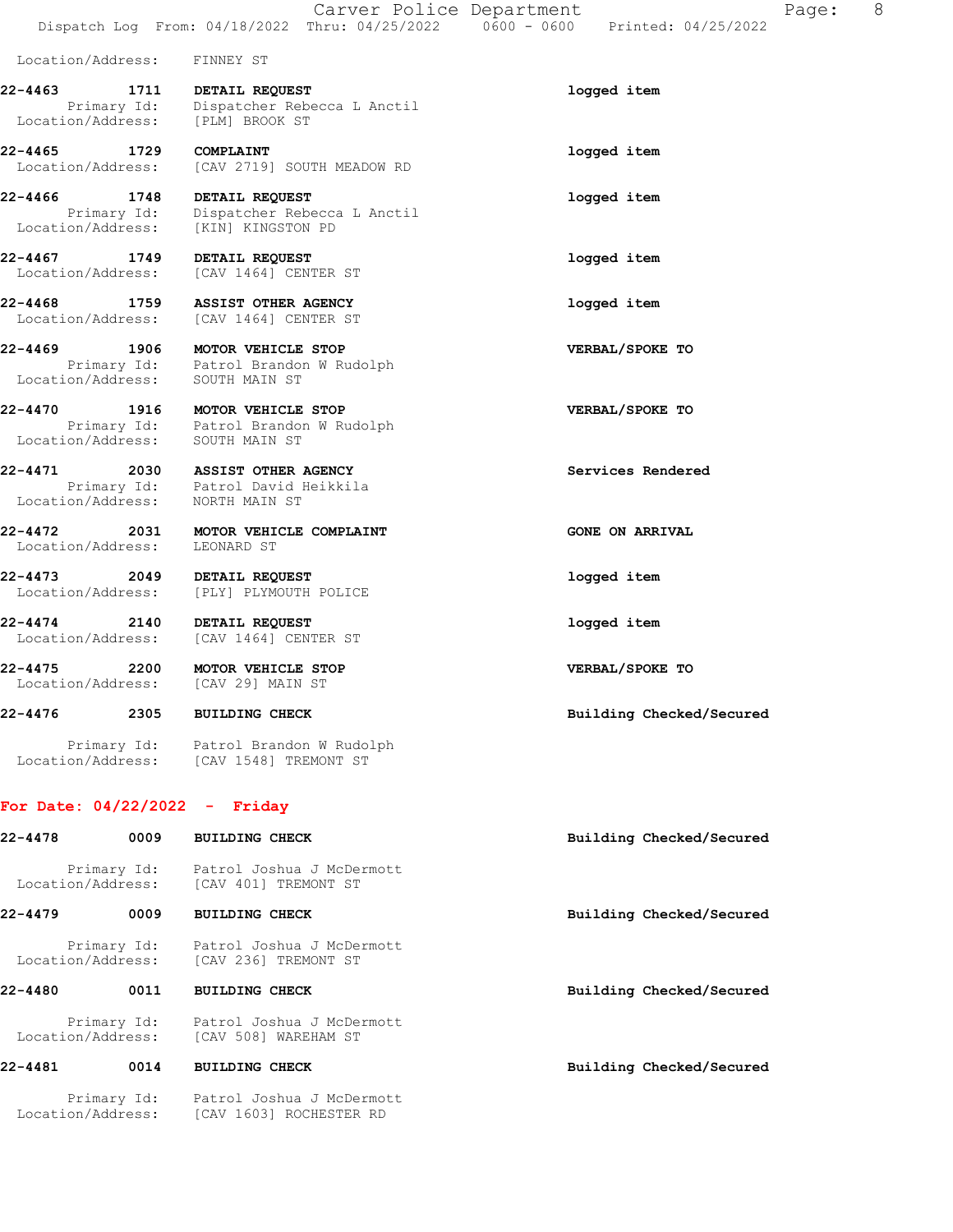Location/Address: FINNEY ST

**22-4463 1711 DETAIL REQUEST** — **logged item**
Primary Id: Dispatcher Rebecca L Anctil
Location/Address: [PLM] BROOK ST

**22-4465 1729 COMPLAINT** — **logged item**
Location/Address: [CAV 2719] SOUTH MEADOW RD

**22-4466 1748 DETAIL REQUEST** — **logged item**
Primary Id: Dispatcher Rebecca L Anctil
Location/Address: [KIN] KINGSTON PD

**22-4467 1749 DETAIL REQUEST** — **logged item**
Location/Address: [CAV 1464] CENTER ST

**22-4468 1759 ASSIST OTHER AGENCY** — **logged item**
Location/Address: [CAV 1464] CENTER ST

**22-4469 1906 MOTOR VEHICLE STOP** — **VERBAL/SPOKE TO**
Primary Id: Patrol Brandon W Rudolph
Location/Address: SOUTH MAIN ST

**22-4470 1916 MOTOR VEHICLE STOP** — **VERBAL/SPOKE TO**
Primary Id: Patrol Brandon W Rudolph
Location/Address: SOUTH MAIN ST

**22-4471 2030 ASSIST OTHER AGENCY** — **Services Rendered**
Primary Id: Patrol David Heikkila
Location/Address: NORTH MAIN ST

**22-4472 2031 MOTOR VEHICLE COMPLAINT** — **GONE ON ARRIVAL**
Location/Address: LEONARD ST

**22-4473 2049 DETAIL REQUEST** — **logged item**
Location/Address: [PLY] PLYMOUTH POLICE

**22-4474 2140 DETAIL REQUEST** — **logged item**
Location/Address: [CAV 1464] CENTER ST

**22-4475 2200 MOTOR VEHICLE STOP** — **VERBAL/SPOKE TO**
Location/Address: [CAV 29] MAIN ST

**22-4476 2305 BUILDING CHECK** — **Building Checked/Secured**
Primary Id: Patrol Brandon W Rudolph
Location/Address: [CAV 1548] TREMONT ST

## For Date: 04/22/2022 - Friday

**22-4478 0009 BUILDING CHECK** — **Building Checked/Secured**
Primary Id: Patrol Joshua J McDermott
Location/Address: [CAV 401] TREMONT ST

**22-4479 0009 BUILDING CHECK** — **Building Checked/Secured**
Primary Id: Patrol Joshua J McDermott
Location/Address: [CAV 236] TREMONT ST

**22-4480 0011 BUILDING CHECK** — **Building Checked/Secured**
Primary Id: Patrol Joshua J McDermott
Location/Address: [CAV 508] WAREHAM ST

**22-4481 0014 BUILDING CHECK** — **Building Checked/Secured**
Primary Id: Patrol Joshua J McDermott
Location/Address: [CAV 1603] ROCHESTER RD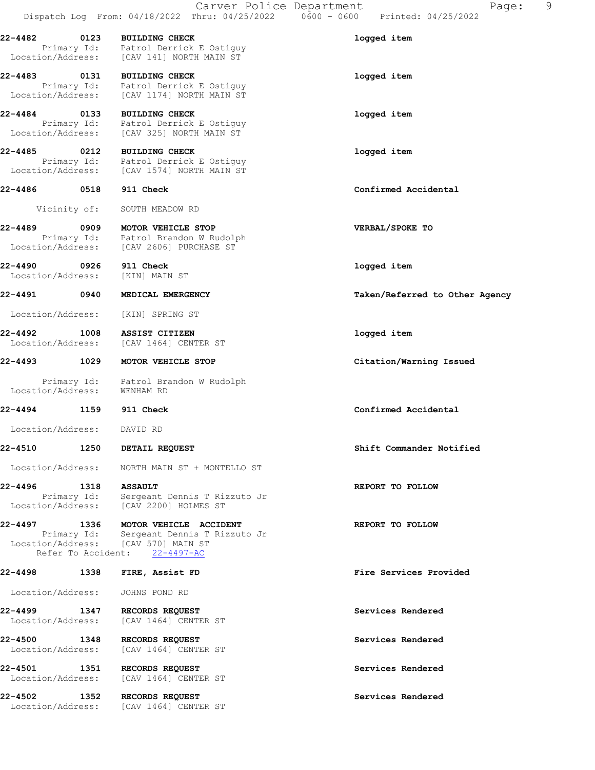**22-4482 0123 BUILDING CHECK** — logged item
Primary Id: Patrol Derrick E Ostiguy
Location/Address: [CAV 141] NORTH MAIN ST

**22-4483 0131 BUILDING CHECK** — logged item
Primary Id: Patrol Derrick E Ostiguy
Location/Address: [CAV 1174] NORTH MAIN ST

**22-4484 0133 BUILDING CHECK** — logged item
Primary Id: Patrol Derrick E Ostiguy
Location/Address: [CAV 325] NORTH MAIN ST

**22-4485 0212 BUILDING CHECK** — logged item
Primary Id: Patrol Derrick E Ostiguy
Location/Address: [CAV 1574] NORTH MAIN ST

**22-4486 0518 911 Check** — Confirmed Accidental
Vicinity of: SOUTH MEADOW RD

**22-4489 0909 MOTOR VEHICLE STOP** — VERBAL/SPOKE TO
Primary Id: Patrol Brandon W Rudolph
Location/Address: [CAV 2606] PURCHASE ST

**22-4490 0926 911 Check** — logged item
Location/Address: [KIN] MAIN ST

**22-4491 0940 MEDICAL EMERGENCY** — Taken/Referred to Other Agency
Location/Address: [KIN] SPRING ST

**22-4492 1008 ASSIST CITIZEN** — logged item
Location/Address: [CAV 1464] CENTER ST

**22-4493 1029 MOTOR VEHICLE STOP** — Citation/Warning Issued
Primary Id: Patrol Brandon W Rudolph
Location/Address: WENHAM RD

**22-4494 1159 911 Check** — Confirmed Accidental
Location/Address: DAVID RD

**22-4510 1250 DETAIL REQUEST** — Shift Commander Notified
Location/Address: NORTH MAIN ST + MONTELLO ST

**22-4496 1318 ASSAULT** — REPORT TO FOLLOW
Primary Id: Sergeant Dennis T Rizzuto Jr
Location/Address: [CAV 2200] HOLMES ST

**22-4497 1336 MOTOR VEHICLE ACCIDENT** — REPORT TO FOLLOW
Primary Id: Sergeant Dennis T Rizzuto Jr
Location/Address: [CAV 570] MAIN ST
Refer To Accident: 22-4497-AC

**22-4498 1338 FIRE, Assist FD** — Fire Services Provided
Location/Address: JOHNS POND RD

**22-4499 1347 RECORDS REQUEST** — Services Rendered
Location/Address: [CAV 1464] CENTER ST

**22-4500 1348 RECORDS REQUEST** — Services Rendered
Location/Address: [CAV 1464] CENTER ST

**22-4501 1351 RECORDS REQUEST** — Services Rendered
Location/Address: [CAV 1464] CENTER ST

**22-4502 1352 RECORDS REQUEST** — Services Rendered
Location/Address: [CAV 1464] CENTER ST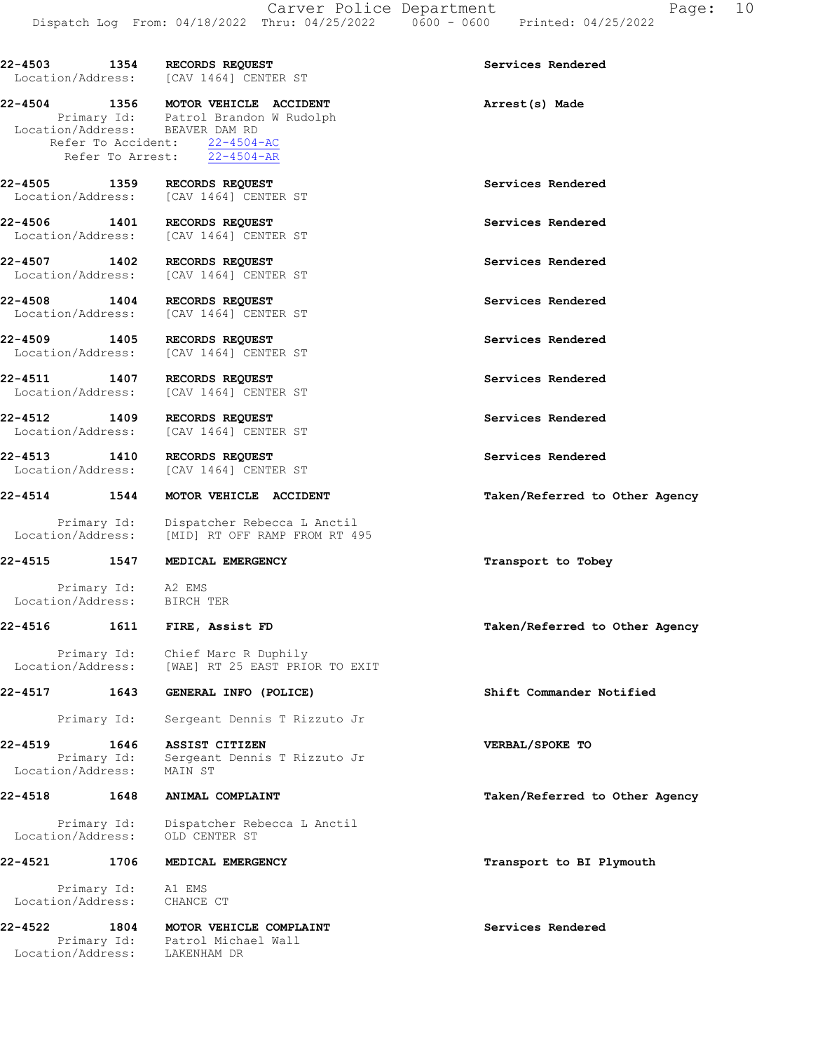22-4503 1354 RECORDS REQUEST Services Rendered
Location/Address: [CAV 1464] CENTER ST

22-4504 1356 MOTOR VEHICLE ACCIDENT Arrest(s) Made
Primary Id: Patrol Brandon W Rudolph
Location/Address: BEAVER DAM RD
Refer To Accident: 22-4504-AC
Refer To Arrest: 22-4504-AR

22-4505 1359 RECORDS REQUEST Services Rendered
Location/Address: [CAV 1464] CENTER ST

22-4506 1401 RECORDS REQUEST Services Rendered
Location/Address: [CAV 1464] CENTER ST

22-4507 1402 RECORDS REQUEST Services Rendered
Location/Address: [CAV 1464] CENTER ST

22-4508 1404 RECORDS REQUEST Services Rendered
Location/Address: [CAV 1464] CENTER ST

22-4509 1405 RECORDS REQUEST Services Rendered
Location/Address: [CAV 1464] CENTER ST

22-4511 1407 RECORDS REQUEST Services Rendered
Location/Address: [CAV 1464] CENTER ST

22-4512 1409 RECORDS REQUEST Services Rendered
Location/Address: [CAV 1464] CENTER ST

22-4513 1410 RECORDS REQUEST Services Rendered
Location/Address: [CAV 1464] CENTER ST

22-4514 1544 MOTOR VEHICLE ACCIDENT Taken/Referred to Other Agency
Primary Id: Dispatcher Rebecca L Anctil
Location/Address: [MID] RT OFF RAMP FROM RT 495

22-4515 1547 MEDICAL EMERGENCY Transport to Tobey
Primary Id: A2 EMS
Location/Address: BIRCH TER

22-4516 1611 FIRE, Assist FD Taken/Referred to Other Agency
Primary Id: Chief Marc R Duphily
Location/Address: [WAE] RT 25 EAST PRIOR TO EXIT

22-4517 1643 GENERAL INFO (POLICE) Shift Commander Notified
Primary Id: Sergeant Dennis T Rizzuto Jr

22-4519 1646 ASSIST CITIZEN VERBAL/SPOKE TO
Primary Id: Sergeant Dennis T Rizzuto Jr
Location/Address: MAIN ST

22-4518 1648 ANIMAL COMPLAINT Taken/Referred to Other Agency
Primary Id: Dispatcher Rebecca L Anctil
Location/Address: OLD CENTER ST

22-4521 1706 MEDICAL EMERGENCY Transport to BI Plymouth
Primary Id: A1 EMS
Location/Address: CHANCE CT

22-4522 1804 MOTOR VEHICLE COMPLAINT Services Rendered
Primary Id: Patrol Michael Wall
Location/Address: LAKENHAM DR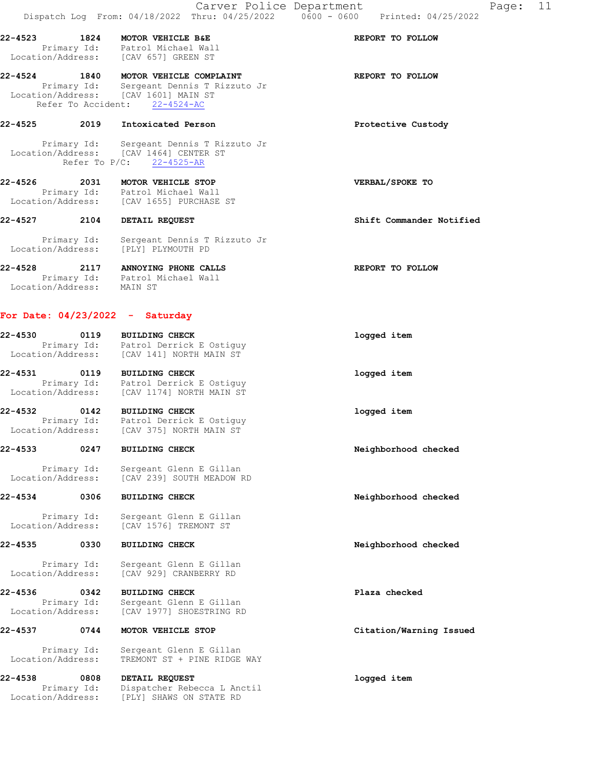22-4523 1824 **MOTOR VEHICLE B&E** **REPORT TO FOLLOW**
Primary Id: Patrol Michael Wall
Location/Address: [CAV 657] GREEN ST

22-4524 1840 **MOTOR VEHICLE COMPLAINT** **REPORT TO FOLLOW**
Primary Id: Sergeant Dennis T Rizzuto Jr
Location/Address: [CAV 1601] MAIN ST
Refer To Accident: 22-4524-AC

22-4525 2019 **Intoxicated Person** **Protective Custody**
Primary Id: Sergeant Dennis T Rizzuto Jr
Location/Address: [CAV 1464] CENTER ST
Refer To P/C: 22-4525-AR

22-4526 2031 **MOTOR VEHICLE STOP** **VERBAL/SPOKE TO**
Primary Id: Patrol Michael Wall
Location/Address: [CAV 1655] PURCHASE ST

22-4527 2104 **DETAIL REQUEST** **Shift Commander Notified**
Primary Id: Sergeant Dennis T Rizzuto Jr
Location/Address: [PLY] PLYMOUTH PD

22-4528 2117 **ANNOYING PHONE CALLS** **REPORT TO FOLLOW**
Primary Id: Patrol Michael Wall
Location/Address: MAIN ST

## For Date: 04/23/2022 - Saturday

22-4530 0119 **BUILDING CHECK** **logged item**
Primary Id: Patrol Derrick E Ostiguy
Location/Address: [CAV 141] NORTH MAIN ST

22-4531 0119 **BUILDING CHECK** **logged item**
Primary Id: Patrol Derrick E Ostiguy
Location/Address: [CAV 1174] NORTH MAIN ST

22-4532 0142 **BUILDING CHECK** **logged item**
Primary Id: Patrol Derrick E Ostiguy
Location/Address: [CAV 375] NORTH MAIN ST

22-4533 0247 **BUILDING CHECK** **Neighborhood checked**
Primary Id: Sergeant Glenn E Gillan
Location/Address: [CAV 239] SOUTH MEADOW RD

22-4534 0306 **BUILDING CHECK** **Neighborhood checked**
Primary Id: Sergeant Glenn E Gillan
Location/Address: [CAV 1576] TREMONT ST

22-4535 0330 **BUILDING CHECK** **Neighborhood checked**
Primary Id: Sergeant Glenn E Gillan
Location/Address: [CAV 929] CRANBERRY RD

22-4536 0342 **BUILDING CHECK** **Plaza checked**
Primary Id: Sergeant Glenn E Gillan
Location/Address: [CAV 1977] SHOESTRING RD

22-4537 0744 **MOTOR VEHICLE STOP** **Citation/Warning Issued**
Primary Id: Sergeant Glenn E Gillan
Location/Address: TREMONT ST + PINE RIDGE WAY

22-4538 0808 **DETAIL REQUEST** **logged item**
Primary Id: Dispatcher Rebecca L Anctil
Location/Address: [PLY] SHAWS ON STATE RD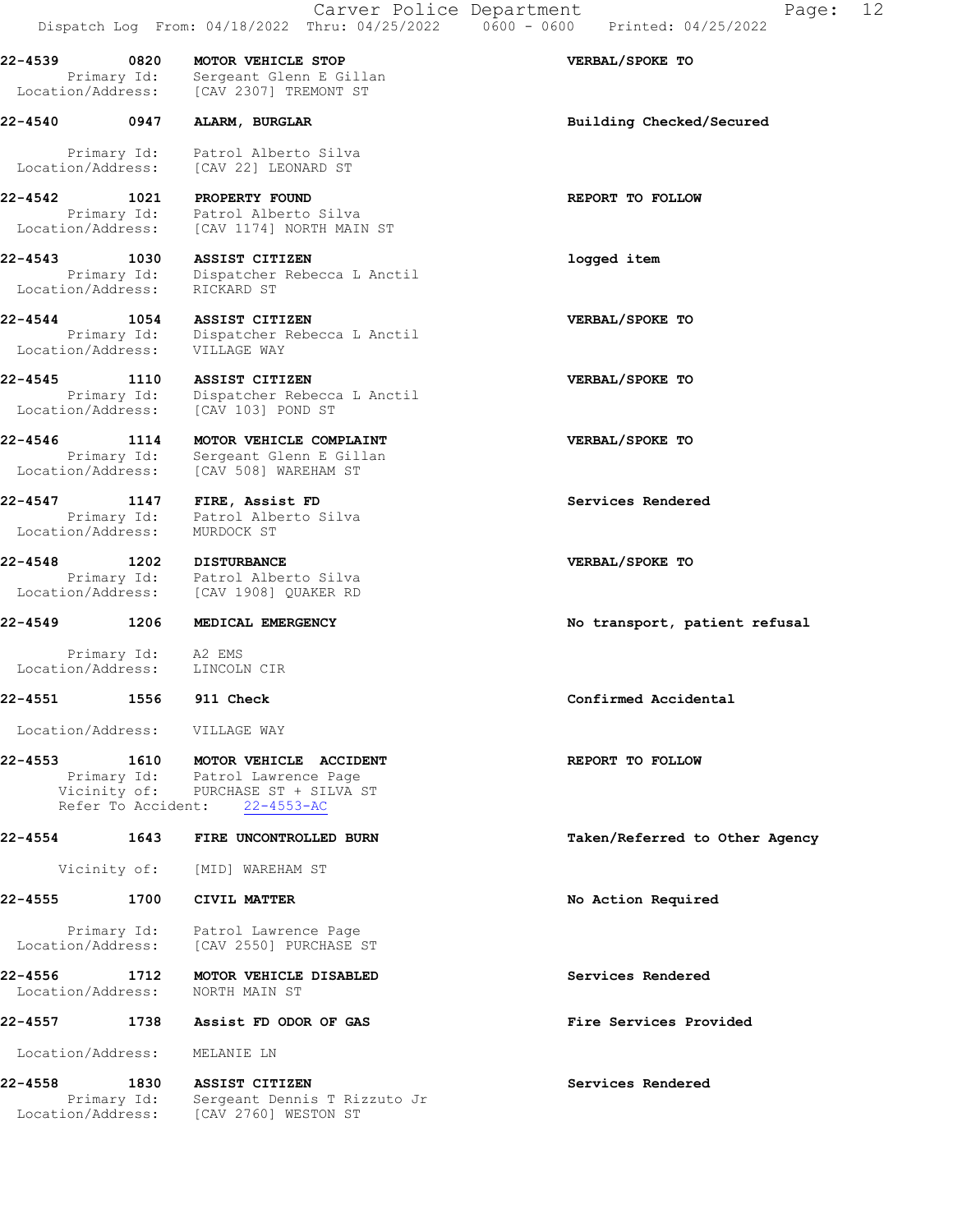**22-4539 0820 MOTOR VEHICLE STOP** — VERBAL/SPOKE TO
Primary Id: Sergeant Glenn E Gillan
Location/Address: [CAV 2307] TREMONT ST

**22-4540 0947 ALARM, BURGLAR** — Building Checked/Secured
Primary Id: Patrol Alberto Silva
Location/Address: [CAV 22] LEONARD ST

**22-4542 1021 PROPERTY FOUND** — REPORT TO FOLLOW
Primary Id: Patrol Alberto Silva
Location/Address: [CAV 1174] NORTH MAIN ST

**22-4543 1030 ASSIST CITIZEN** — logged item
Primary Id: Dispatcher Rebecca L Anctil
Location/Address: RICKARD ST

**22-4544 1054 ASSIST CITIZEN** — VERBAL/SPOKE TO
Primary Id: Dispatcher Rebecca L Anctil
Location/Address: VILLAGE WAY

**22-4545 1110 ASSIST CITIZEN** — VERBAL/SPOKE TO
Primary Id: Dispatcher Rebecca L Anctil
Location/Address: [CAV 103] POND ST

**22-4546 1114 MOTOR VEHICLE COMPLAINT** — VERBAL/SPOKE TO
Primary Id: Sergeant Glenn E Gillan
Location/Address: [CAV 508] WAREHAM ST

**22-4547 1147 FIRE, Assist FD** — Services Rendered
Primary Id: Patrol Alberto Silva
Location/Address: MURDOCK ST

**22-4548 1202 DISTURBANCE** — VERBAL/SPOKE TO
Primary Id: Patrol Alberto Silva
Location/Address: [CAV 1908] QUAKER RD

**22-4549 1206 MEDICAL EMERGENCY** — No transport, patient refusal
Primary Id: A2 EMS
Location/Address: LINCOLN CIR

**22-4551 1556 911 Check** — Confirmed Accidental
Location/Address: VILLAGE WAY

**22-4553 1610 MOTOR VEHICLE ACCIDENT** — REPORT TO FOLLOW
Primary Id: Patrol Lawrence Page
Vicinity of: PURCHASE ST + SILVA ST
Refer To Accident: 22-4553-AC

**22-4554 1643 FIRE UNCONTROLLED BURN** — Taken/Referred to Other Agency
Vicinity of: [MID] WAREHAM ST

**22-4555 1700 CIVIL MATTER** — No Action Required
Primary Id: Patrol Lawrence Page
Location/Address: [CAV 2550] PURCHASE ST

**22-4556 1712 MOTOR VEHICLE DISABLED** — Services Rendered
Location/Address: NORTH MAIN ST

**22-4557 1738 Assist FD ODOR OF GAS** — Fire Services Provided
Location/Address: MELANIE LN

**22-4558 1830 ASSIST CITIZEN** — Services Rendered
Primary Id: Sergeant Dennis T Rizzuto Jr
Location/Address: [CAV 2760] WESTON ST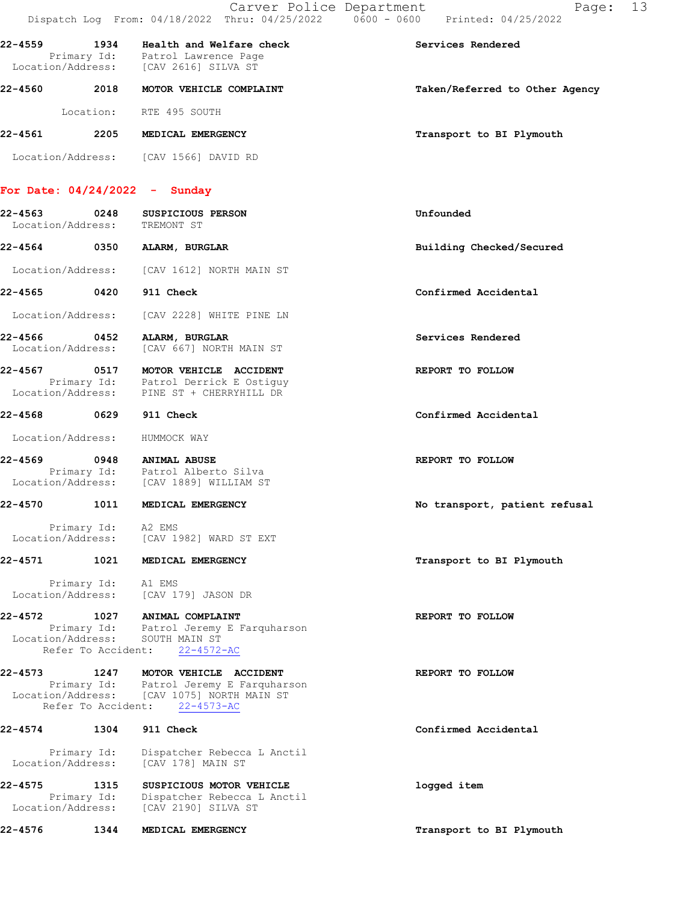**22-4559** 1934 **Health and Welfare check** — **Services Rendered**
Primary Id: Patrol Lawrence Page
Location/Address: [CAV 2616] SILVA ST

**22-4560** 2018 **MOTOR VEHICLE COMPLAINT** — **Taken/Referred to Other Agency**
Location: RTE 495 SOUTH

**22-4561** 2205 **MEDICAL EMERGENCY** — **Transport to BI Plymouth**
Location/Address: [CAV 1566] DAVID RD

## For Date: 04/24/2022 - Sunday

**22-4563** 0248 **SUSPICIOUS PERSON** — **Unfounded**
Location/Address: TREMONT ST

**22-4564** 0350 **ALARM, BURGLAR** — **Building Checked/Secured**
Location/Address: [CAV 1612] NORTH MAIN ST

**22-4565** 0420 **911 Check** — **Confirmed Accidental**
Location/Address: [CAV 2228] WHITE PINE LN

**22-4566** 0452 **ALARM, BURGLAR** — **Services Rendered**
Location/Address: [CAV 667] NORTH MAIN ST

**22-4567** 0517 **MOTOR VEHICLE ACCIDENT** — **REPORT TO FOLLOW**
Primary Id: Patrol Derrick E Ostiguy
Location/Address: PINE ST + CHERRYHILL DR

**22-4568** 0629 **911 Check** — **Confirmed Accidental**
Location/Address: HUMMOCK WAY

**22-4569** 0948 **ANIMAL ABUSE** — **REPORT TO FOLLOW**
Primary Id: Patrol Alberto Silva
Location/Address: [CAV 1889] WILLIAM ST

**22-4570** 1011 **MEDICAL EMERGENCY** — **No transport, patient refusal**
Primary Id: A2 EMS
Location/Address: [CAV 1982] WARD ST EXT

**22-4571** 1021 **MEDICAL EMERGENCY** — **Transport to BI Plymouth**
Primary Id: A1 EMS
Location/Address: [CAV 179] JASON DR

**22-4572** 1027 **ANIMAL COMPLAINT** — **REPORT TO FOLLOW**
Primary Id: Patrol Jeremy E Farquharson
Location/Address: SOUTH MAIN ST
Refer To Accident: 22-4572-AC

**22-4573** 1247 **MOTOR VEHICLE ACCIDENT** — **REPORT TO FOLLOW**
Primary Id: Patrol Jeremy E Farquharson
Location/Address: [CAV 1075] NORTH MAIN ST
Refer To Accident: 22-4573-AC

**22-4574** 1304 **911 Check** — **Confirmed Accidental**
Primary Id: Dispatcher Rebecca L Anctil
Location/Address: [CAV 178] MAIN ST

**22-4575** 1315 **SUSPICIOUS MOTOR VEHICLE** — **logged item**
Primary Id: Dispatcher Rebecca L Anctil
Location/Address: [CAV 2190] SILVA ST

**22-4576** 1344 **MEDICAL EMERGENCY** — **Transport to BI Plymouth**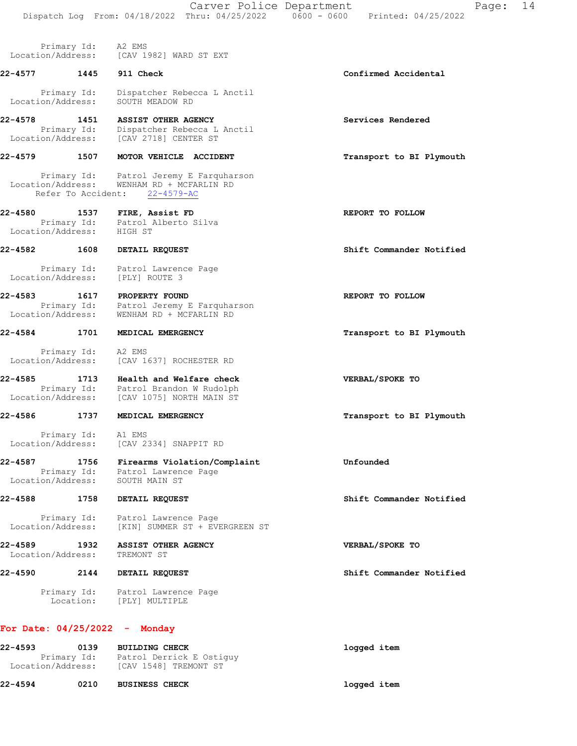Primary Id: A2 EMS
Location/Address: [CAV 1982] WARD ST EXT

**22-4577 1445 911 Check** — **Confirmed Accidental**

Primary Id: Dispatcher Rebecca L Anctil
Location/Address: SOUTH MEADOW RD

**22-4578 1451 ASSIST OTHER AGENCY** — **Services Rendered**

Primary Id: Dispatcher Rebecca L Anctil
Location/Address: [CAV 2718] CENTER ST

**22-4579 1507 MOTOR VEHICLE ACCIDENT** — **Transport to BI Plymouth**

Primary Id: Patrol Jeremy E Farquharson
Location/Address: WENHAM RD + MCFARLIN RD
Refer To Accident: 22-4579-AC

**22-4580 1537 FIRE, Assist FD** — **REPORT TO FOLLOW**

Primary Id: Patrol Alberto Silva
Location/Address: HIGH ST

**22-4582 1608 DETAIL REQUEST** — **Shift Commander Notified**

Primary Id: Patrol Lawrence Page
Location/Address: [PLY] ROUTE 3

**22-4583 1617 PROPERTY FOUND** — **REPORT TO FOLLOW**

Primary Id: Patrol Jeremy E Farquharson
Location/Address: WENHAM RD + MCFARLIN RD

**22-4584 1701 MEDICAL EMERGENCY** — **Transport to BI Plymouth**

Primary Id: A2 EMS
Location/Address: [CAV 1637] ROCHESTER RD

**22-4585 1713 Health and Welfare check** — **VERBAL/SPOKE TO**

Primary Id: Patrol Brandon W Rudolph
Location/Address: [CAV 1075] NORTH MAIN ST

**22-4586 1737 MEDICAL EMERGENCY** — **Transport to BI Plymouth**

Primary Id: A1 EMS
Location/Address: [CAV 2334] SNAPPIT RD

**22-4587 1756 Firearms Violation/Complaint** — **Unfounded**

Primary Id: Patrol Lawrence Page
Location/Address: SOUTH MAIN ST

**22-4588 1758 DETAIL REQUEST** — **Shift Commander Notified**

Primary Id: Patrol Lawrence Page
Location/Address: [KIN] SUMMER ST + EVERGREEN ST

**22-4589 1932 ASSIST OTHER AGENCY** — **VERBAL/SPOKE TO**

Location/Address: TREMONT ST

**22-4590 2144 DETAIL REQUEST** — **Shift Commander Notified**

Primary Id: Patrol Lawrence Page
Location: [PLY] MULTIPLE

## For Date: 04/25/2022 - Monday

**22-4593 0139 BUILDING CHECK** — **logged item**

Primary Id: Patrol Derrick E Ostiguy
Location/Address: [CAV 1548] TREMONT ST

**22-4594 0210 BUSINESS CHECK** — **logged item**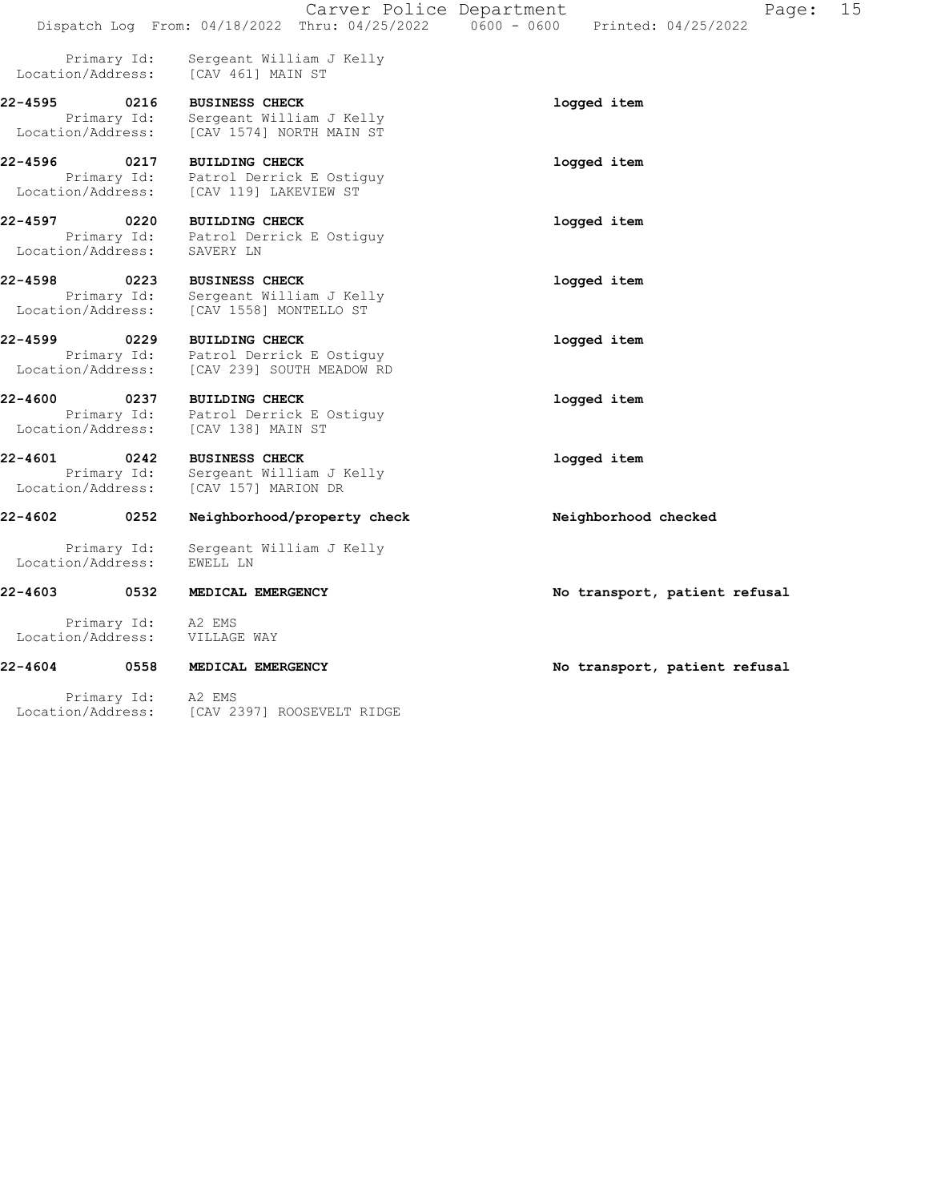Primary Id: Sergeant William J Kelly
Location/Address: [CAV 461] MAIN ST

**22-4595 0216 BUSINESS CHECK** — **logged item**
Primary Id: Sergeant William J Kelly
Location/Address: [CAV 1574] NORTH MAIN ST

**22-4596 0217 BUILDING CHECK** — **logged item**
Primary Id: Patrol Derrick E Ostiguy
Location/Address: [CAV 119] LAKEVIEW ST

**22-4597 0220 BUILDING CHECK** — **logged item**
Primary Id: Patrol Derrick E Ostiguy
Location/Address: SAVERY LN

**22-4598 0223 BUSINESS CHECK** — **logged item**
Primary Id: Sergeant William J Kelly
Location/Address: [CAV 1558] MONTELLO ST

**22-4599 0229 BUILDING CHECK** — **logged item**
Primary Id: Patrol Derrick E Ostiguy
Location/Address: [CAV 239] SOUTH MEADOW RD

**22-4600 0237 BUILDING CHECK** — **logged item**
Primary Id: Patrol Derrick E Ostiguy
Location/Address: [CAV 138] MAIN ST

**22-4601 0242 BUSINESS CHECK** — **logged item**
Primary Id: Sergeant William J Kelly
Location/Address: [CAV 157] MARION DR

**22-4602 0252 Neighborhood/property check** — **Neighborhood checked**
Primary Id: Sergeant William J Kelly
Location/Address: EWELL LN

**22-4603 0532 MEDICAL EMERGENCY** — **No transport, patient refusal**
Primary Id: A2 EMS
Location/Address: VILLAGE WAY

**22-4604 0558 MEDICAL EMERGENCY** — **No transport, patient refusal**
Primary Id: A2 EMS
Location/Address: [CAV 2397] ROOSEVELT RIDGE